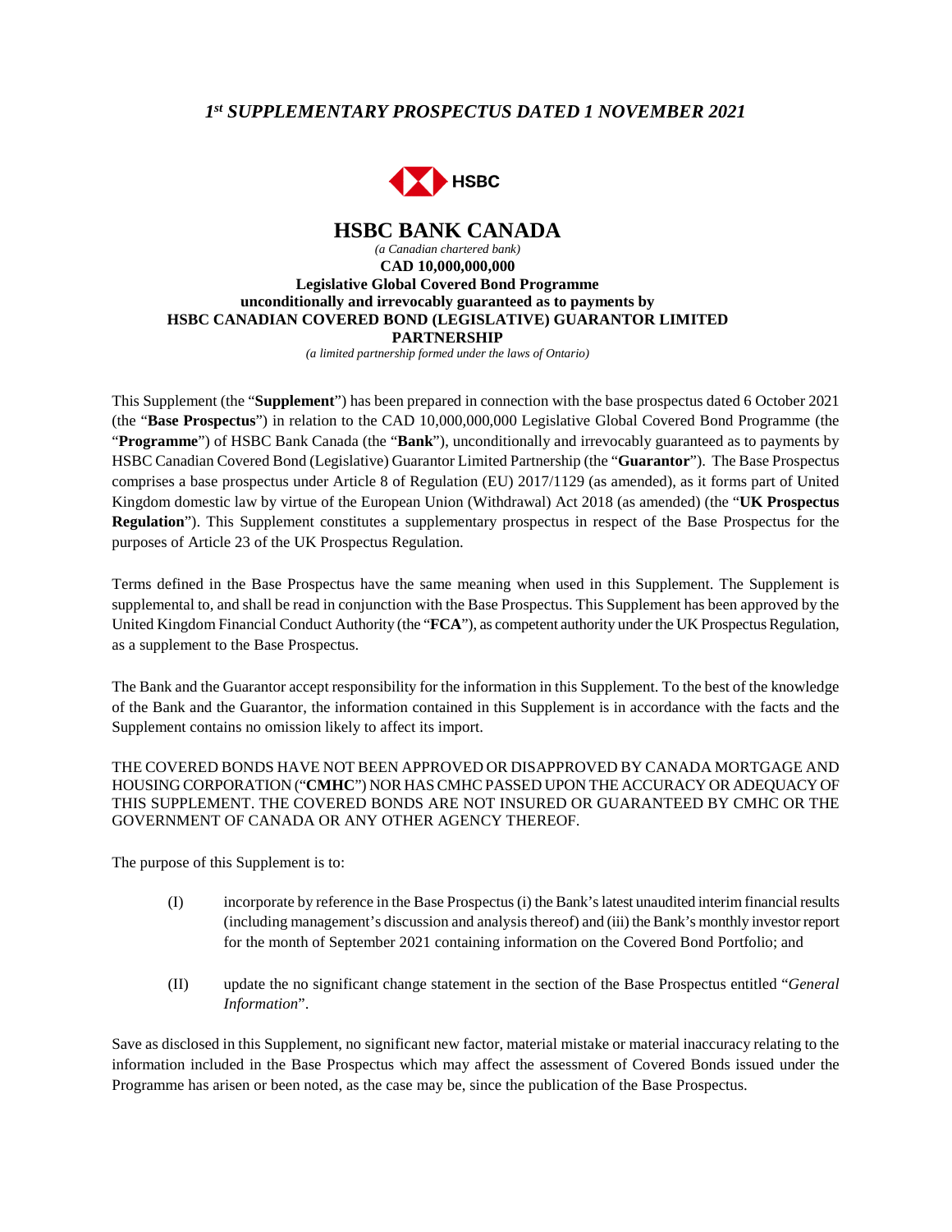*1st SUPPLEMENTARY PROSPECTUS DATED 1 NOVEMBER 2021*

HSBC

# HSBC BANK CANADA

*(a Canadian chartered bank)*

**CAD 10,000,000,000**
**Legislative Global Covered Bond Programme**
**unconditionally and irrevocably guaranteed as to payments by**
**HSBC CANADIAN COVERED BOND (LEGISLATIVE) GUARANTOR LIMITED PARTNERSHIP**

*(a limited partnership formed under the laws of Ontario)*

This Supplement (the "**Supplement**") has been prepared in connection with the base prospectus dated 6 October 2021 (the "**Base Prospectus**") in relation to the CAD 10,000,000,000 Legislative Global Covered Bond Programme (the "**Programme**") of HSBC Bank Canada (the "**Bank**"), unconditionally and irrevocably guaranteed as to payments by HSBC Canadian Covered Bond (Legislative) Guarantor Limited Partnership (the "**Guarantor**"). The Base Prospectus comprises a base prospectus under Article 8 of Regulation (EU) 2017/1129 (as amended), as it forms part of United Kingdom domestic law by virtue of the European Union (Withdrawal) Act 2018 (as amended) (the "**UK Prospectus Regulation**"). This Supplement constitutes a supplementary prospectus in respect of the Base Prospectus for the purposes of Article 23 of the UK Prospectus Regulation.

Terms defined in the Base Prospectus have the same meaning when used in this Supplement. The Supplement is supplemental to, and shall be read in conjunction with the Base Prospectus. This Supplement has been approved by the United Kingdom Financial Conduct Authority (the "**FCA**"), as competent authority under the UK Prospectus Regulation, as a supplement to the Base Prospectus.

The Bank and the Guarantor accept responsibility for the information in this Supplement. To the best of the knowledge of the Bank and the Guarantor, the information contained in this Supplement is in accordance with the facts and the Supplement contains no omission likely to affect its import.

THE COVERED BONDS HAVE NOT BEEN APPROVED OR DISAPPROVED BY CANADA MORTGAGE AND HOUSING CORPORATION ("**CMHC**") NOR HAS CMHC PASSED UPON THE ACCURACY OR ADEQUACY OF THIS SUPPLEMENT. THE COVERED BONDS ARE NOT INSURED OR GUARANTEED BY CMHC OR THE GOVERNMENT OF CANADA OR ANY OTHER AGENCY THEREOF.

The purpose of this Supplement is to:

(I) incorporate by reference in the Base Prospectus (i) the Bank's latest unaudited interim financial results (including management's discussion and analysis thereof) and (iii) the Bank's monthly investor report for the month of September 2021 containing information on the Covered Bond Portfolio; and

(II) update the no significant change statement in the section of the Base Prospectus entitled "*General Information*".

Save as disclosed in this Supplement, no significant new factor, material mistake or material inaccuracy relating to the information included in the Base Prospectus which may affect the assessment of Covered Bonds issued under the Programme has arisen or been noted, as the case may be, since the publication of the Base Prospectus.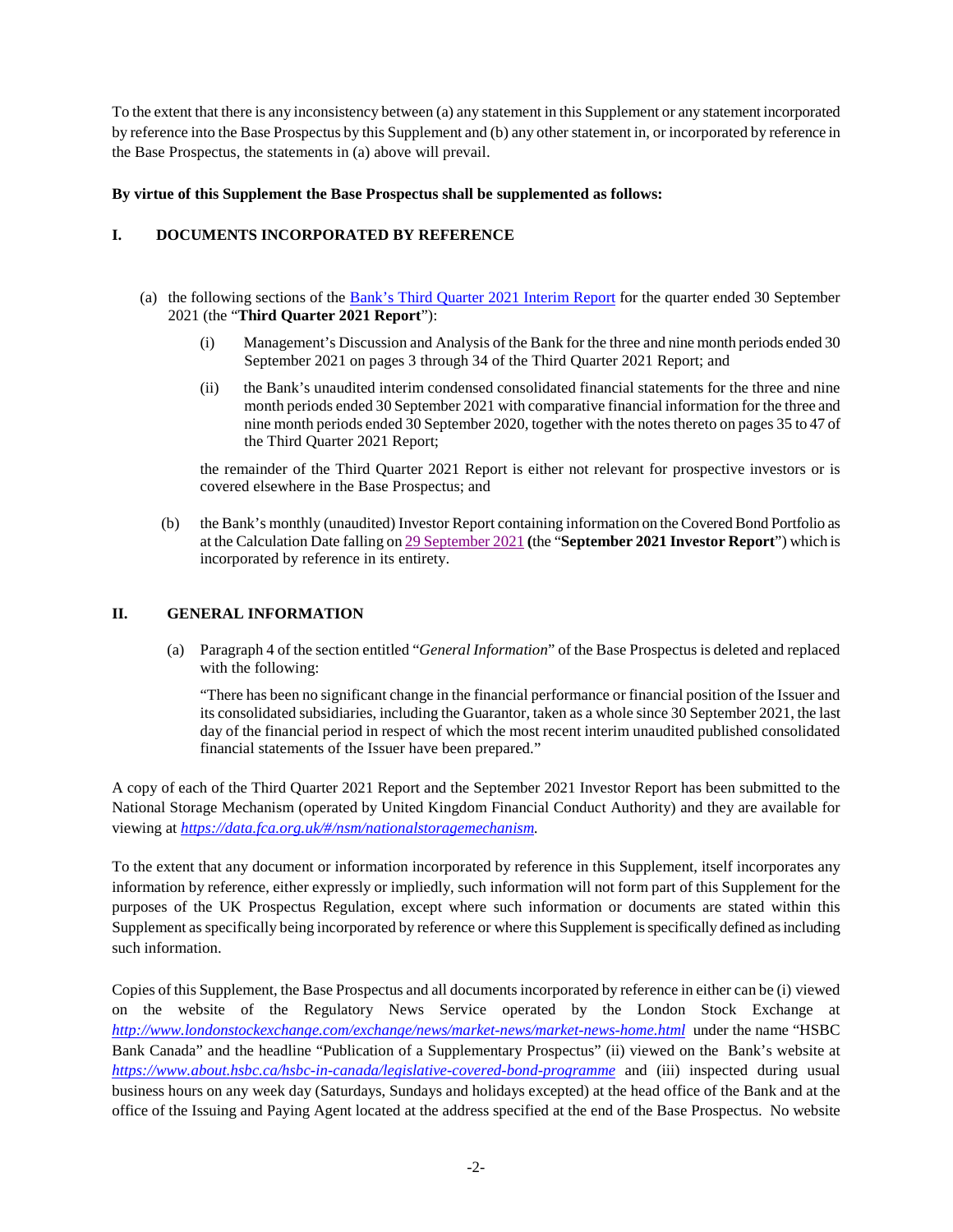To the extent that there is any inconsistency between (a) any statement in this Supplement or any statement incorporated by reference into the Base Prospectus by this Supplement and (b) any other statement in, or incorporated by reference in the Base Prospectus, the statements in (a) above will prevail.

**By virtue of this Supplement the Base Prospectus shall be supplemented as follows:**

## I. DOCUMENTS INCORPORATED BY REFERENCE

(a) the following sections of the Bank's Third Quarter 2021 Interim Report for the quarter ended 30 September 2021 (the "**Third Quarter 2021 Report**"):

   (i) Management's Discussion and Analysis of the Bank for the three and nine month periods ended 30 September 2021 on pages 3 through 34 of the Third Quarter 2021 Report; and

   (ii) the Bank's unaudited interim condensed consolidated financial statements for the three and nine month periods ended 30 September 2021 with comparative financial information for the three and nine month periods ended 30 September 2020, together with the notes thereto on pages 35 to 47 of the Third Quarter 2021 Report;

   the remainder of the Third Quarter 2021 Report is either not relevant for prospective investors or is covered elsewhere in the Base Prospectus; and

(b) the Bank's monthly (unaudited) Investor Report containing information on the Covered Bond Portfolio as at the Calculation Date falling on 29 September 2021 (the "**September 2021 Investor Report**") which is incorporated by reference in its entirety.

## II. GENERAL INFORMATION

(a) Paragraph 4 of the section entitled "*General Information*" of the Base Prospectus is deleted and replaced with the following:

   "There has been no significant change in the financial performance or financial position of the Issuer and its consolidated subsidiaries, including the Guarantor, taken as a whole since 30 September 2021, the last day of the financial period in respect of which the most recent interim unaudited published consolidated financial statements of the Issuer have been prepared."

A copy of each of the Third Quarter 2021 Report and the September 2021 Investor Report has been submitted to the National Storage Mechanism (operated by United Kingdom Financial Conduct Authority) and they are available for viewing at *https://data.fca.org.uk/#/nsm/nationalstoragemechanism.*

To the extent that any document or information incorporated by reference in this Supplement, itself incorporates any information by reference, either expressly or impliedly, such information will not form part of this Supplement for the purposes of the UK Prospectus Regulation, except where such information or documents are stated within this Supplement as specifically being incorporated by reference or where this Supplement is specifically defined as including such information.

Copies of this Supplement, the Base Prospectus and all documents incorporated by reference in either can be (i) viewed on the website of the Regulatory News Service operated by the London Stock Exchange at *http://www.londonstockexchange.com/exchange/news/market-news/market-news-home.html* under the name "HSBC Bank Canada" and the headline "Publication of a Supplementary Prospectus" (ii) viewed on the Bank's website at *https://www.about.hsbc.ca/hsbc-in-canada/legislative-covered-bond-programme* and (iii) inspected during usual business hours on any week day (Saturdays, Sundays and holidays excepted) at the head office of the Bank and at the office of the Issuing and Paying Agent located at the address specified at the end of the Base Prospectus. No website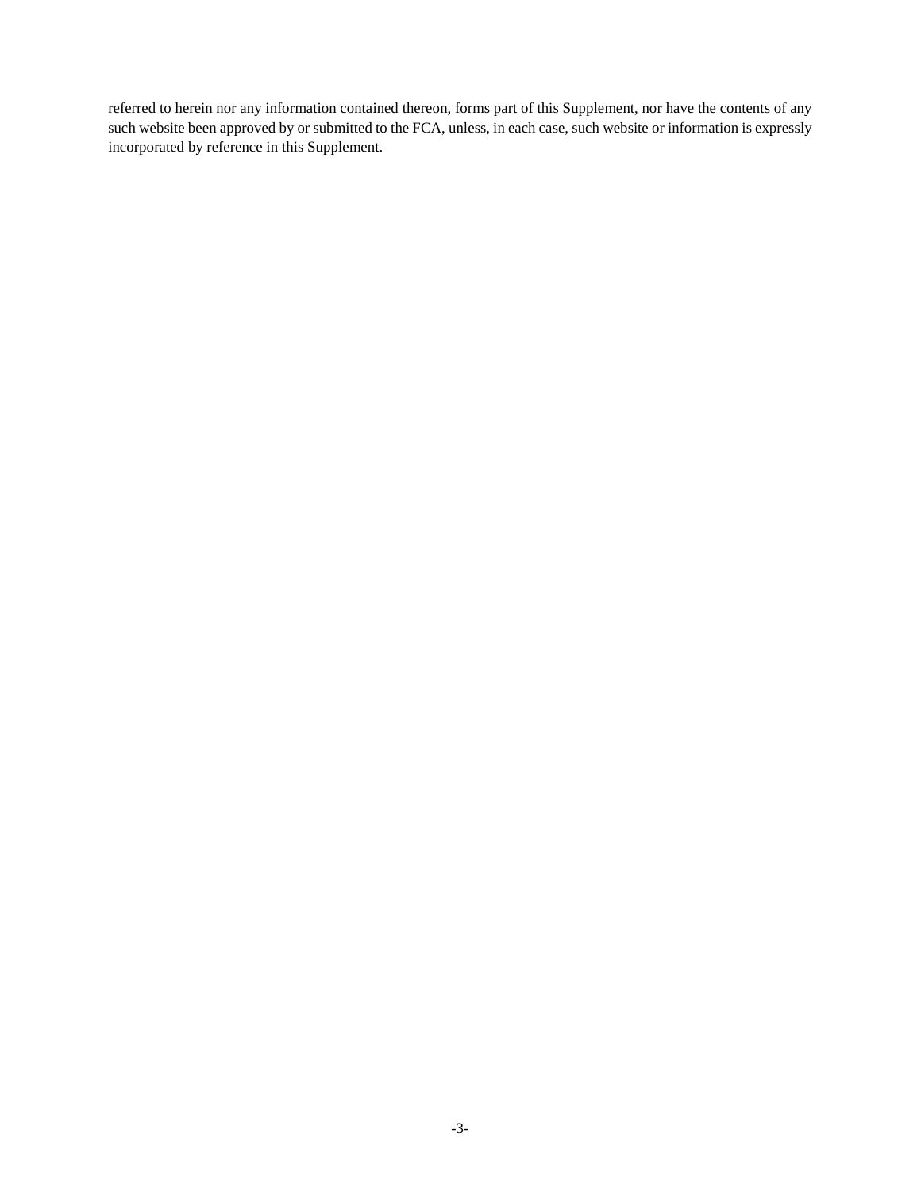referred to herein nor any information contained thereon, forms part of this Supplement, nor have the contents of any such website been approved by or submitted to the FCA, unless, in each case, such website or information is expressly incorporated by reference in this Supplement.